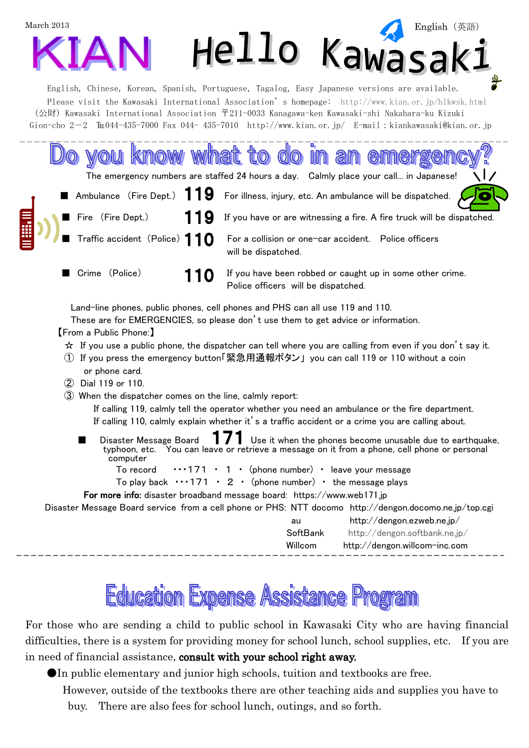March 2013

English（英語）

# KIAN Hello Kawasaki

English, Chinese, Korean, Spanish, Portuguese, Tagalog, Easy Japanese versions are available.
Please visit the Kawasaki International Association' s homepage: http://www.kian.or.jp/hlkwsk.html
（公財）Kawasaki International Association 〒211-0033 Kanagawa-ken Kawasaki-shi Nakahara-ku Kizuki Gion-cho 2－2 ℡044-435-7000 Fax 044- 435-7010 http://www.kian.or.jp/ E-mail：kiankawasaki@kian.or.jp

---

## Do you know what to do in an emergency?

The emergency numbers are staffed 24 hours a day. Calmly place your call... in Japanese!

- ■ Ambulance（Fire Dept.） **119** For illness, injury, etc. An ambulance will be dispatched.
- ■ Fire（Fire Dept.） **119** If you have or are witnessing a fire. A fire truck will be dispatched.
- ■ Traffic accident（Police） **110** For a collision or one-car accident. Police officers will be dispatched.
- ■ Crime（Police） **110** If you have been robbed or caught up in some other crime. Police officers will be dispatched.

Land-line phones, public phones, cell phones and PHS can all use 119 and 110.
These are for EMERGENCIES, so please don't use them to get advice or information.

【From a Public Phone:】

☆ If you use a public phone, the dispatcher can tell where you are calling from even if you don't say it.

① If you press the emergency button「緊急用通報ボタン」 you can call 119 or 110 without a coin or phone card.

② Dial 119 or 110.

③ When the dispatcher comes on the line, calmly report:
If calling 119, calmly tell the operator whether you need an ambulance or the fire department.
If calling 110, calmly explain whether it's a traffic accident or a crime you are calling about.

■ Disaster Message Board **171** Use it when the phones become unusable due to earthquake, typhoon, etc. You can leave or retrieve a message on it from a phone, cell phone or personal computer

To record ･･･171 ・ 1 ・（phone number） ・ leave your message
To play back ･･･171 ・ 2 ・（phone number） ・ the message plays

**For more info:** disaster broadband message board: https://www.web171.jp

Disaster Message Board service from a cell phone or PHS:

| | |
|---|---|
| NTT docomo | http://dengon.docomo.ne.jp/top.cgi |
| au | http://dengon.ezweb.ne.jp/ |
| SoftBank | http://dengon.softbank.ne.jp/ |
| Willcom | http://dengon.willcom-inc.com |

---

## Education Expense Assistance Program

For those who are sending a child to public school in Kawasaki City who are having financial difficulties, there is a system for providing money for school lunch, school supplies, etc. If you are in need of financial assistance, **consult with your school right away.**

●In public elementary and junior high schools, tuition and textbooks are free.
However, outside of the textbooks there are other teaching aids and supplies you have to buy. There are also fees for school lunch, outings, and so forth.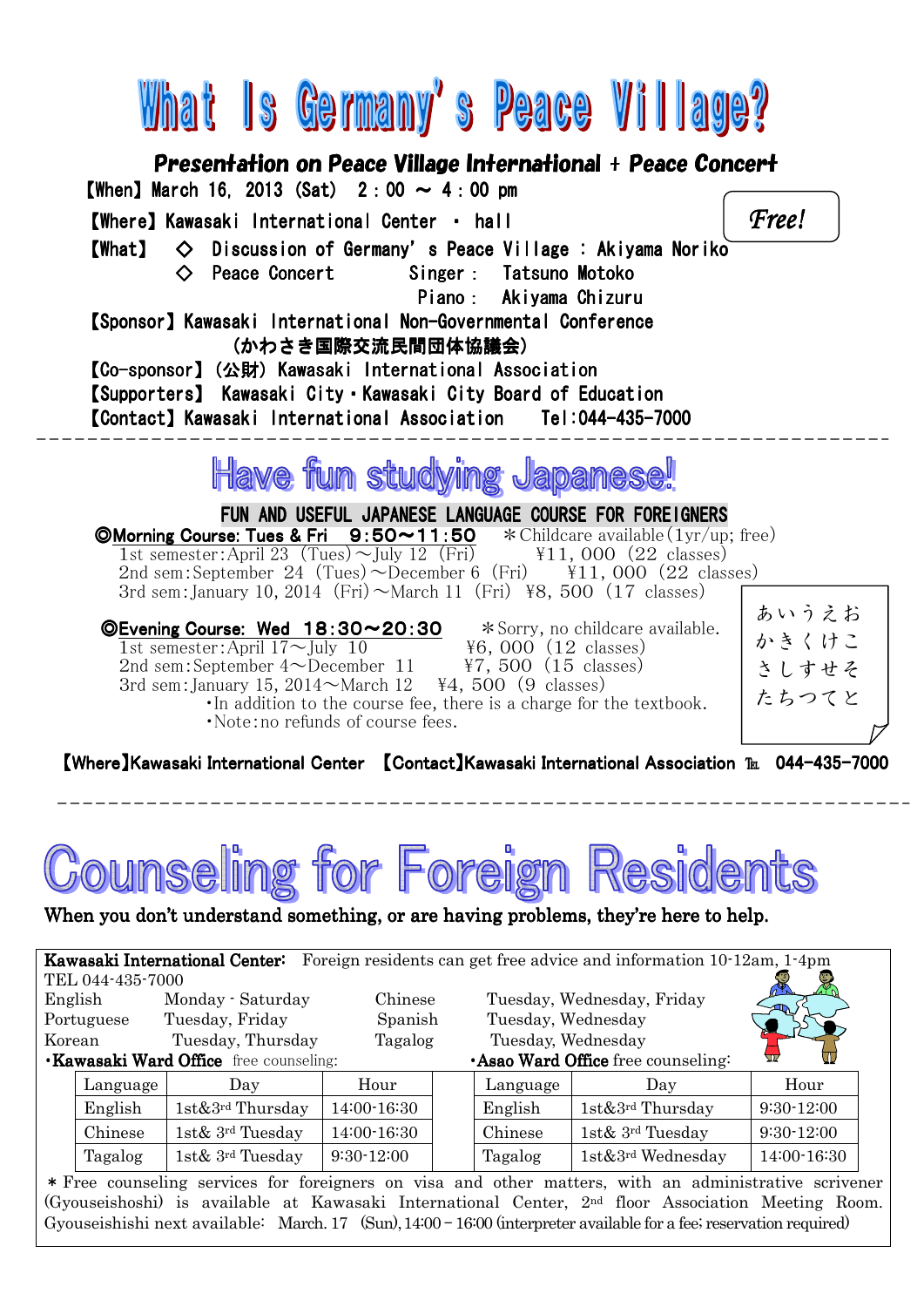# What Is Germany's Peace Village?

***Presentation on Peace Village International + Peace Concert***

【When】March 16, 2013 (Sat) 2:00 ～ 4:00 pm

【Where】Kawasaki International Center ・ hall

*Free!*

【What】 ◇ Discussion of Germany's Peace Village : Akiyama Noriko

◇ Peace Concert Singer: Tatsuno Motoko

Piano: Akiyama Chizuru

【Sponsor】Kawasaki International Non-Governmental Conference (かわさき国際交流民間団体協議会)

【Co-sponsor】(公財) Kawasaki International Association

【Supporters】 Kawasaki City・Kawasaki City Board of Education

【Contact】Kawasaki International Association Tel:044-435-7000

---

# Have fun studying Japanese!

**FUN AND USEFUL JAPANESE LANGUAGE COURSE FOR FOREIGNERS**

**◎Morning Course: Tues & Fri 9:50～11:50** ＊Childcare available (1yr/up; free)

1st semester: April 23 (Tues)～July 12 (Fri) ¥11,000 (22 classes)
2nd sem: September 24 (Tues)～December 6 (Fri) ¥11,000 (22 classes)
3rd sem: January 10, 2014 (Fri)～March 11 (Fri) ¥8,500 (17 classes)

**◎Evening Course: Wed 18:30～20:30** ＊Sorry, no childcare available.

1st semester: April 17～July 10 ¥6,000 (12 classes)
2nd sem: September 4～December 11 ¥7,500 (15 classes)
3rd sem: January 15, 2014～March 12 ¥4,500 (9 classes)

・In addition to the course fee, there is a charge for the textbook.
・Note: no refunds of course fees.

あいうえお
かきくけこ
さしすせそ
たちつてと

**【Where】Kawasaki International Center 【Contact】Kawasaki International Association ℡ 044-435-7000**

---

# Counseling for Foreign Residents

When you don't understand something, or are having problems, they're here to help.

**Kawasaki International Center:** Foreign residents can get free advice and information 10-12am, 1-4pm
TEL 044-435-7000

| | | | |
|---|---|---|---|
| English | Monday - Saturday | Chinese | Tuesday, Wednesday, Friday |
| Portuguese | Tuesday, Friday | Spanish | Tuesday, Wednesday |
| Korean | Tuesday, Thursday | Tagalog | Tuesday, Wednesday |

・**Kawasaki Ward Office** free counseling:

| Language | Day | Hour |
|---|---|---|
| English | 1st&3rd Thursday | 14:00-16:30 |
| Chinese | 1st& 3rd Tuesday | 14:00-16:30 |
| Tagalog | 1st& 3rd Tuesday | 9:30-12:00 |

・**Asao Ward Office** free counseling:

| Language | Day | Hour |
|---|---|---|
| English | 1st&3rd Thursday | 9:30-12:00 |
| Chinese | 1st& 3rd Tuesday | 9:30-12:00 |
| Tagalog | 1st&3rd Wednesday | 14:00-16:30 |

＊Free counseling services for foreigners on visa and other matters, with an administrative scrivener (Gyouseishoshi) is available at Kawasaki International Center, 2nd floor Association Meeting Room. Gyouseishishi next available: March. 17 (Sun), 14:00 – 16:00 (interpreter available for a fee; reservation required)